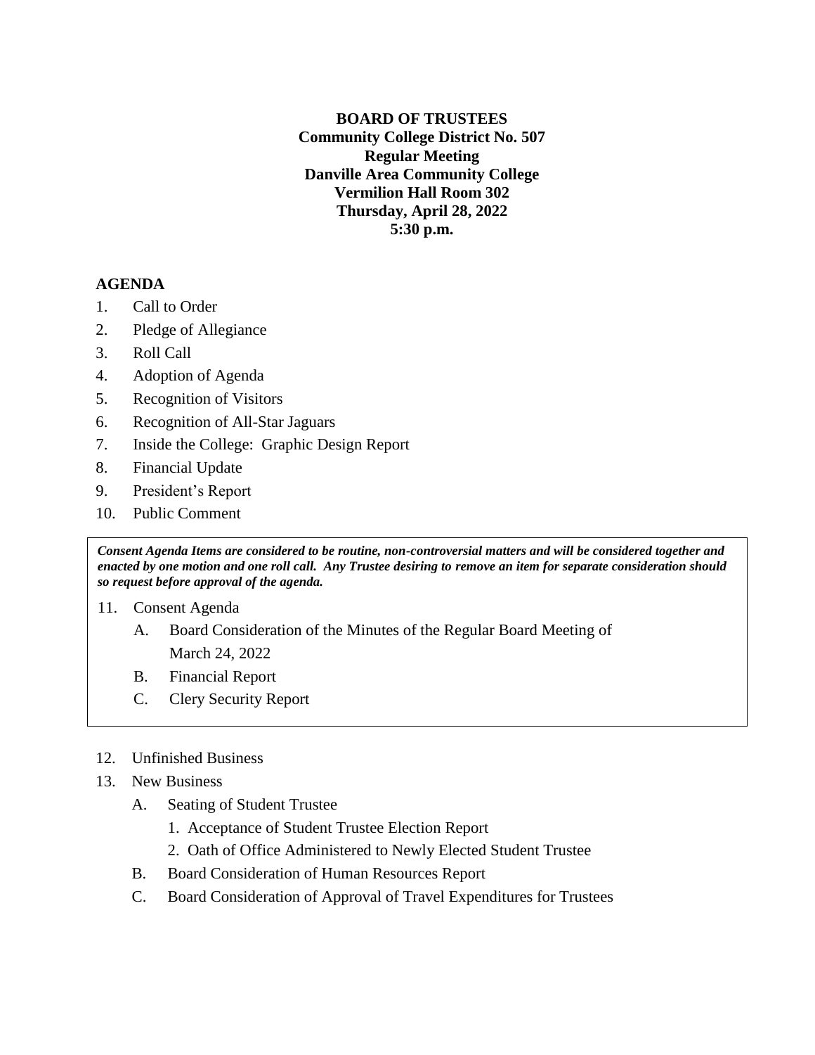**BOARD OF TRUSTEES**
**Community College District No. 507**
**Regular Meeting**
**Danville Area Community College**
**Vermilion Hall Room 302**
**Thursday, April 28, 2022**
**5:30 p.m.**

## AGENDA

1. Call to Order
2. Pledge of Allegiance
3. Roll Call
4. Adoption of Agenda
5. Recognition of Visitors
6. Recognition of All-Star Jaguars
7. Inside the College: Graphic Design Report
8. Financial Update
9. President's Report
10. Public Comment

***Consent Agenda Items are considered to be routine, non-controversial matters and will be considered together and enacted by one motion and one roll call. Any Trustee desiring to remove an item for separate consideration should so request before approval of the agenda.***

11. Consent Agenda
    - A. Board Consideration of the Minutes of the Regular Board Meeting of March 24, 2022
    - B. Financial Report
    - C. Clery Security Report

12. Unfinished Business
13. New Business
    - A. Seating of Student Trustee
        1. Acceptance of Student Trustee Election Report
        2. Oath of Office Administered to Newly Elected Student Trustee
    - B. Board Consideration of Human Resources Report
    - C. Board Consideration of Approval of Travel Expenditures for Trustees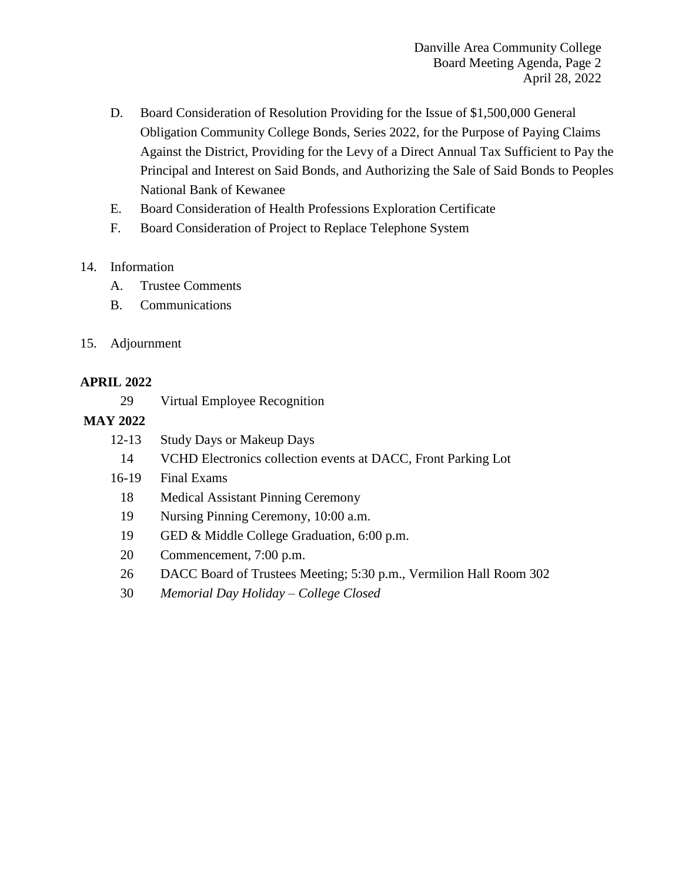D. Board Consideration of Resolution Providing for the Issue of $1,500,000 General Obligation Community College Bonds, Series 2022, for the Purpose of Paying Claims Against the District, Providing for the Levy of a Direct Annual Tax Sufficient to Pay the Principal and Interest on Said Bonds, and Authorizing the Sale of Said Bonds to Peoples National Bank of Kewanee

E. Board Consideration of Health Professions Exploration Certificate

F. Board Consideration of Project to Replace Telephone System

14. Information
    - A. Trustee Comments
    - B. Communications

15. Adjournment

**APRIL 2022**

| | |
|---|---|
| 29 | Virtual Employee Recognition |

**MAY 2022**

| | |
|---|---|
| 12-13 | Study Days or Makeup Days |
| 14 | VCHD Electronics collection events at DACC, Front Parking Lot |
| 16-19 | Final Exams |
| 18 | Medical Assistant Pinning Ceremony |
| 19 | Nursing Pinning Ceremony, 10:00 a.m. |
| 19 | GED & Middle College Graduation, 6:00 p.m. |
| 20 | Commencement, 7:00 p.m. |
| 26 | DACC Board of Trustees Meeting; 5:30 p.m., Vermilion Hall Room 302 |
| 30 | *Memorial Day Holiday – College Closed* |